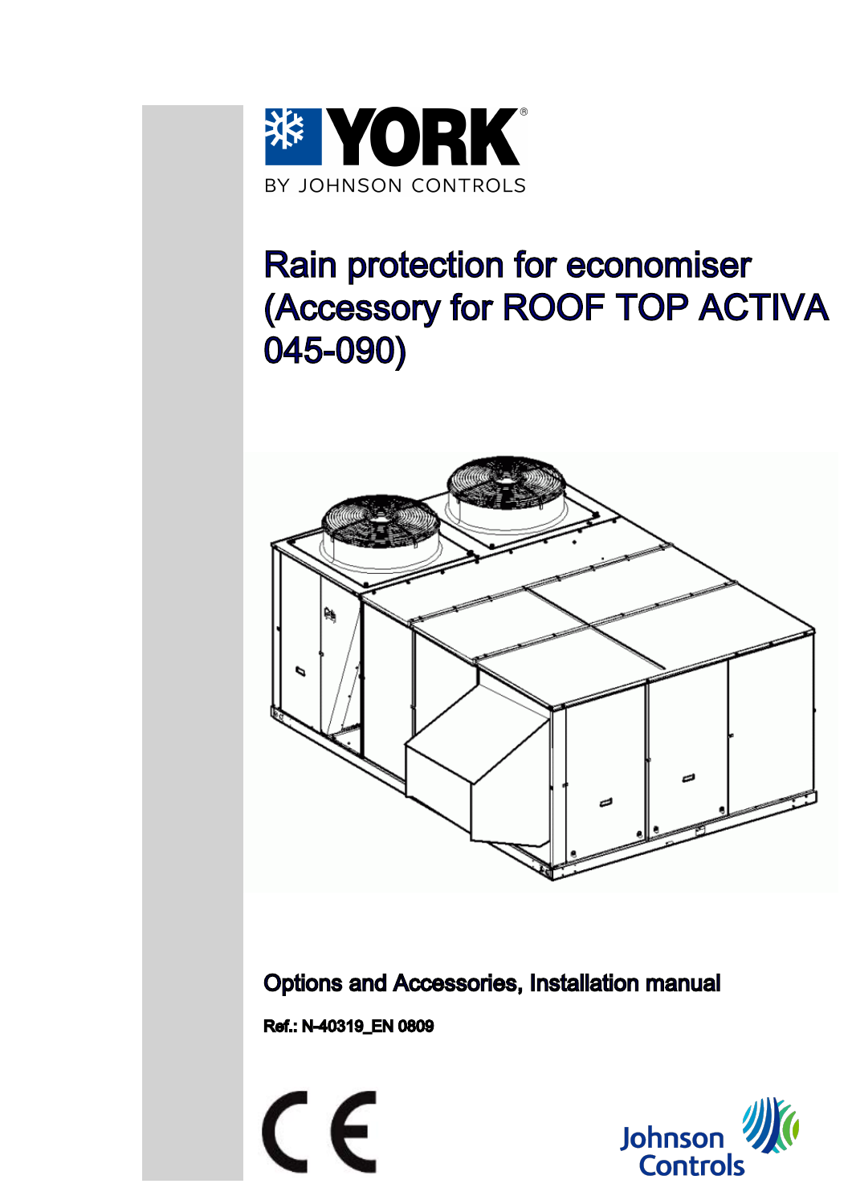YORK

BY JOHNSON CONTROLS

# Rain protection for economiser (Accessory for ROOF TOP ACTIVA 045-090)

**Options and Accessories, Installation manual**

**Ref.: N-40319_EN 0809**

Johnson Controls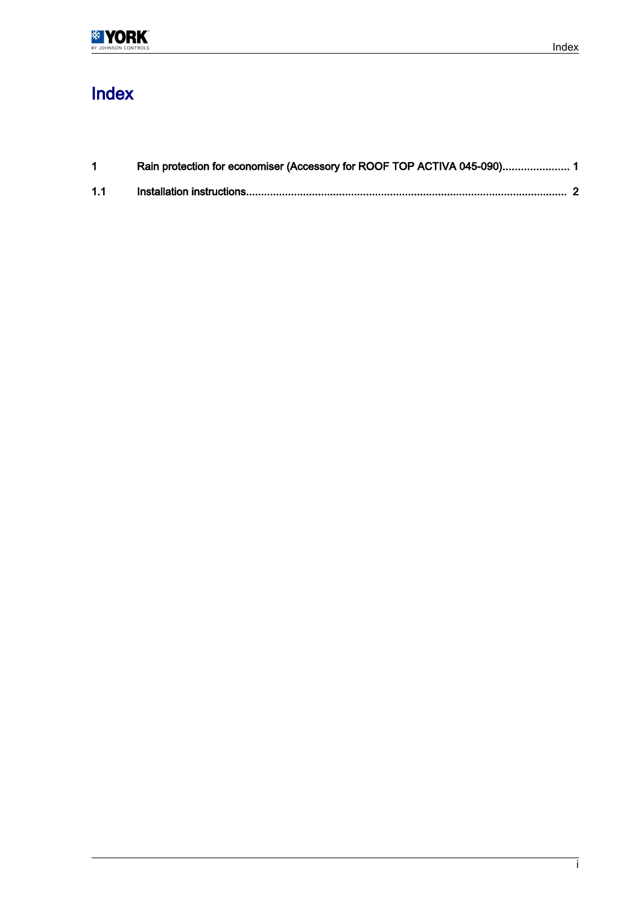# Index

| | | |
|---|---|---|
| **1** | **Rain protection for economiser (Accessory for ROOF TOP ACTIVA 045-090)** | **1** |
| **1.1** | **Installation instructions** | **2** |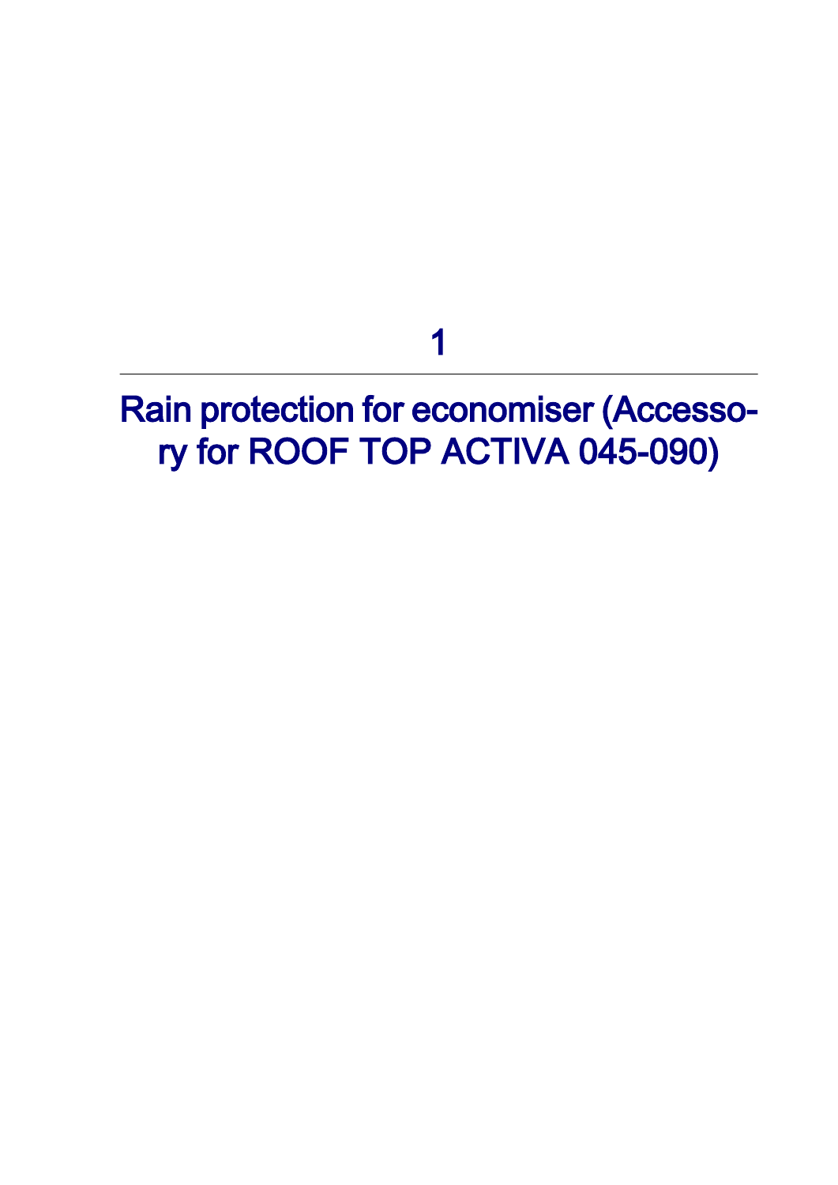# 1

# Rain protection for economiser (Accessory for ROOF TOP ACTIVA 045-090)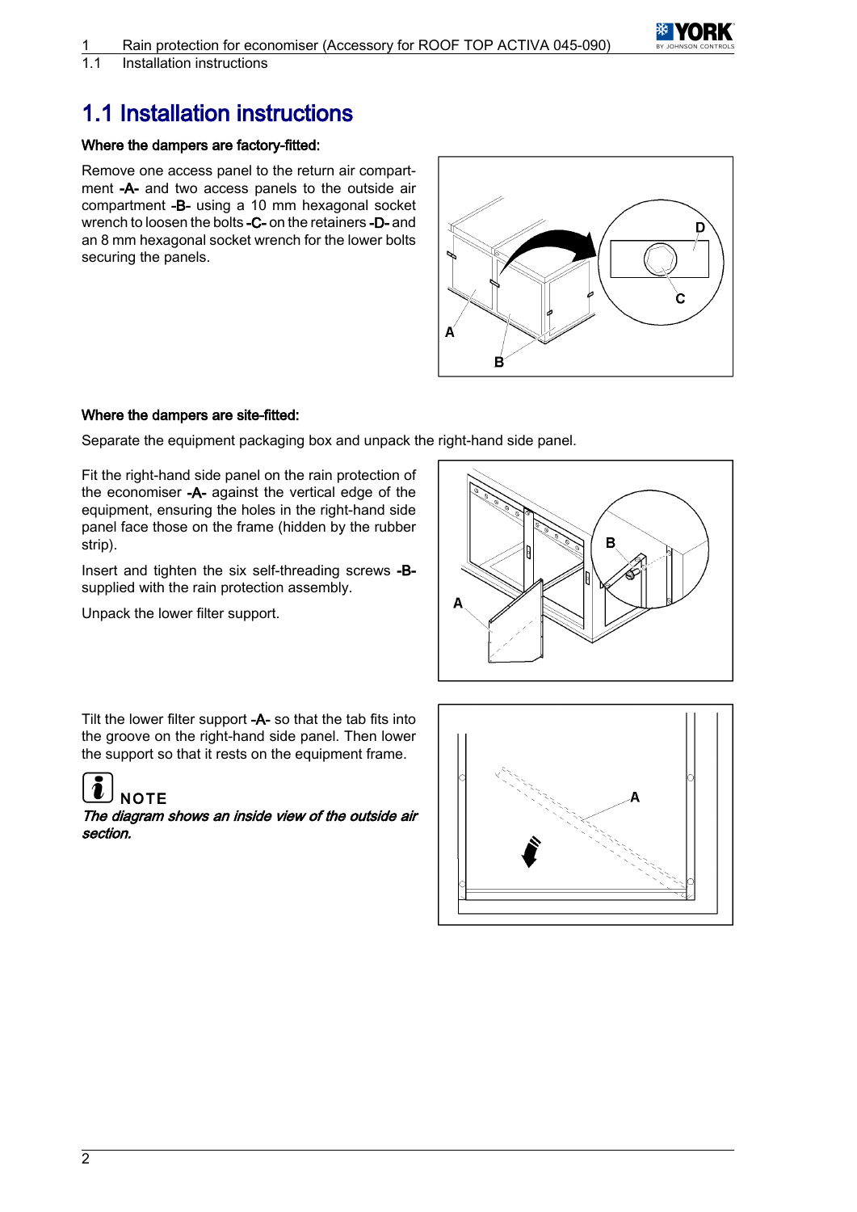# 1.1 Installation instructions

**Where the dampers are factory-fitted:**

Remove one access panel to the return air compartment **-A-** and two access panels to the outside air compartment **-B-** using a 10 mm hexagonal socket wrench to loosen the bolts **-C-** on the retainers **-D-** and an 8 mm hexagonal socket wrench for the lower bolts securing the panels.

**Where the dampers are site-fitted:**

Separate the equipment packaging box and unpack the right-hand side panel.

Fit the right-hand side panel on the rain protection of the economiser **-A-** against the vertical edge of the equipment, ensuring the holes in the right-hand side panel face those on the frame (hidden by the rubber strip).

Insert and tighten the six self-threading screws **-B-** supplied with the rain protection assembly.

Unpack the lower filter support.

Tilt the lower filter support **-A-** so that the tab fits into the groove on the right-hand side panel. Then lower the support so that it rests on the equipment frame.

**NOTE**

***The diagram shows an inside view of the outside air section.***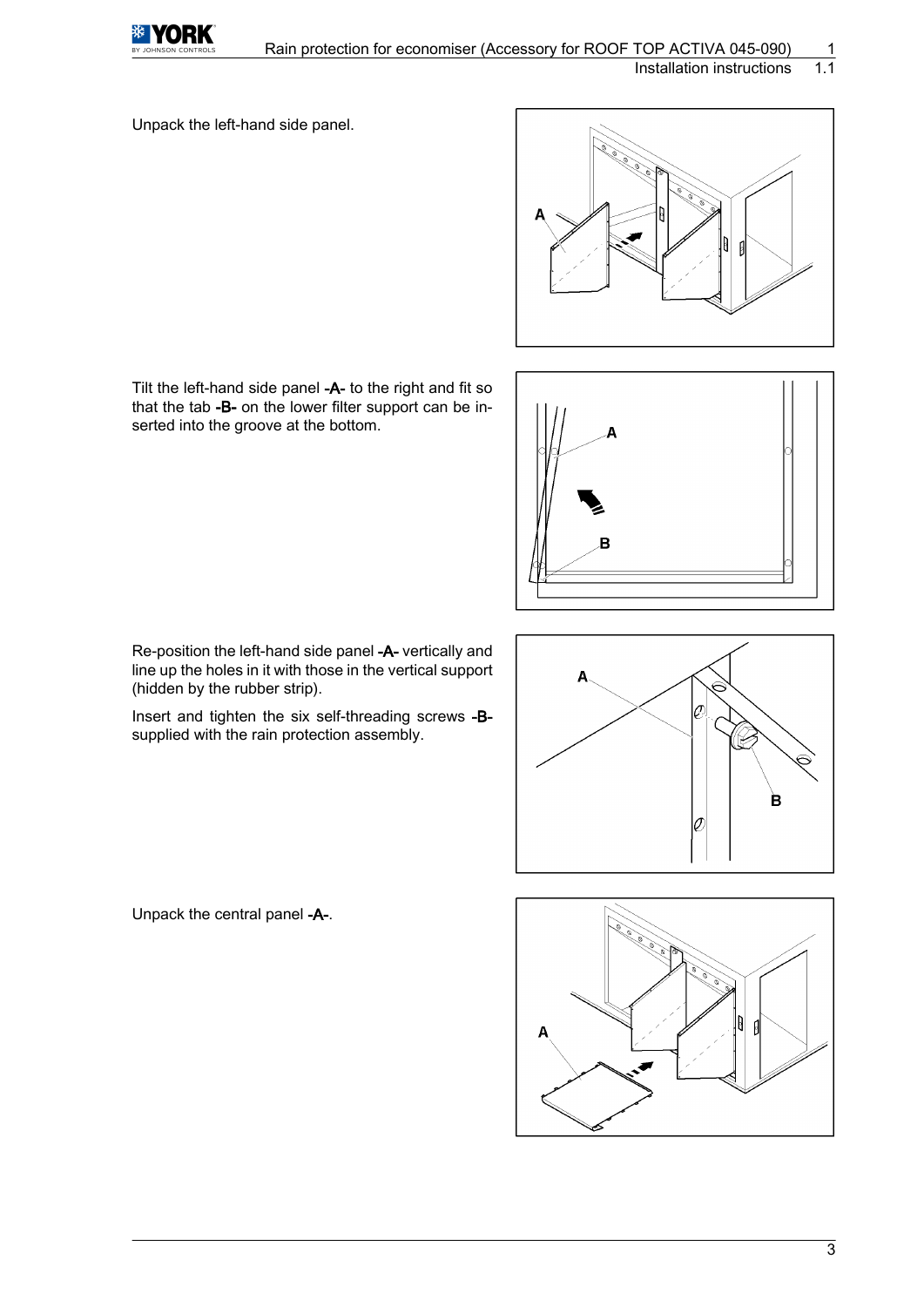Unpack the left-hand side panel.

Tilt the left-hand side panel **-A-** to the right and fit so that the tab **-B-** on the lower filter support can be inserted into the groove at the bottom.

Re-position the left-hand side panel **-A-** vertically and line up the holes in it with those in the vertical support (hidden by the rubber strip).

Insert and tighten the six self-threading screws **-B-** supplied with the rain protection assembly.

Unpack the central panel **-A-**.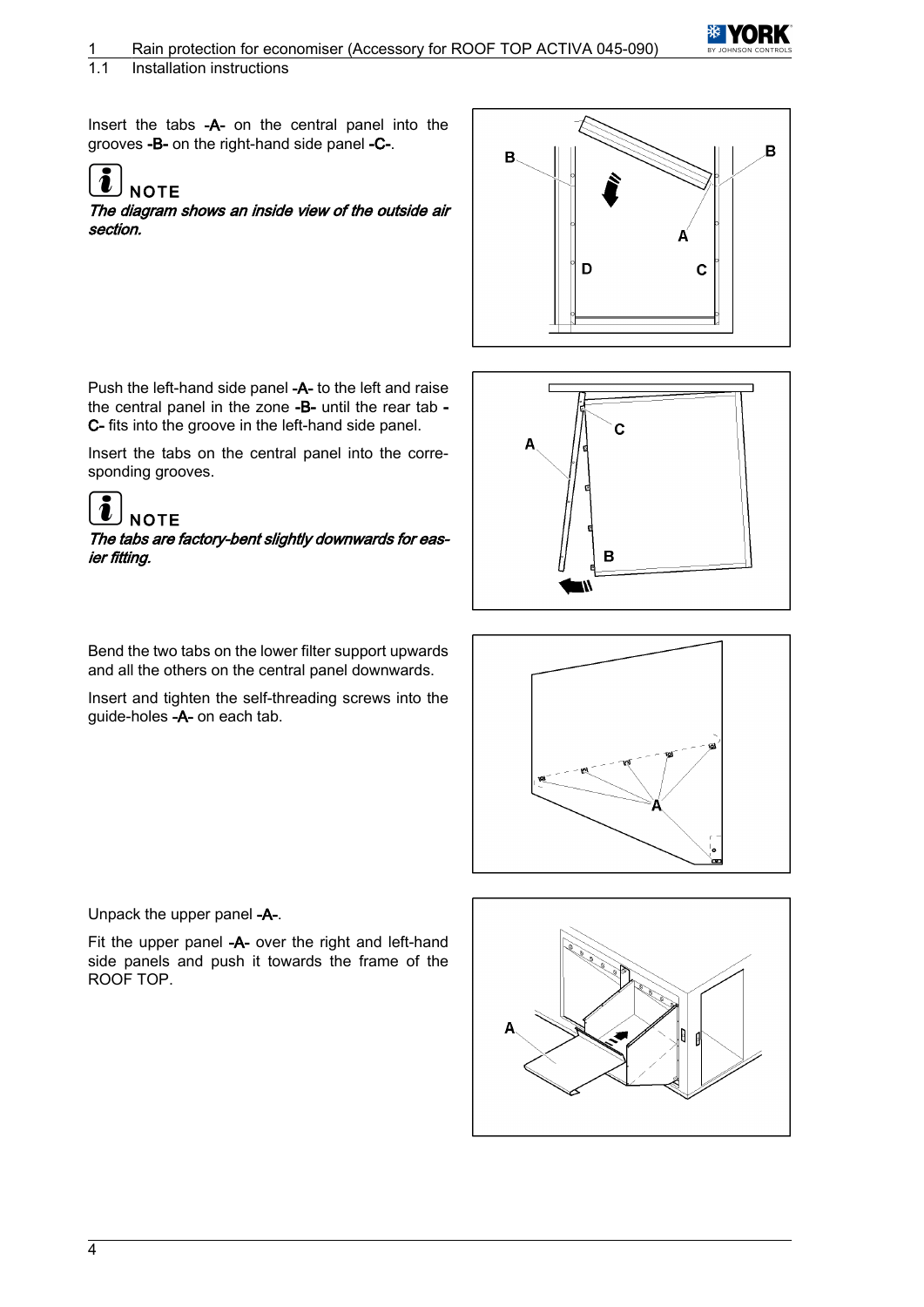Insert the tabs **-A-** on the central panel into the grooves **-B-** on the right-hand side panel **-C-**.

**NOTE**

***The diagram shows an inside view of the outside air section.***

Push the left-hand side panel **-A-** to the left and raise the central panel in the zone **-B-** until the rear tab **-C-** fits into the groove in the left-hand side panel.

Insert the tabs on the central panel into the corresponding grooves.

**NOTE**

***The tabs are factory-bent slightly downwards for easier fitting.***

Bend the two tabs on the lower filter support upwards and all the others on the central panel downwards.

Insert and tighten the self-threading screws into the guide-holes **-A-** on each tab.

Unpack the upper panel **-A-**.

Fit the upper panel **-A-** over the right and left-hand side panels and push it towards the frame of the ROOF TOP.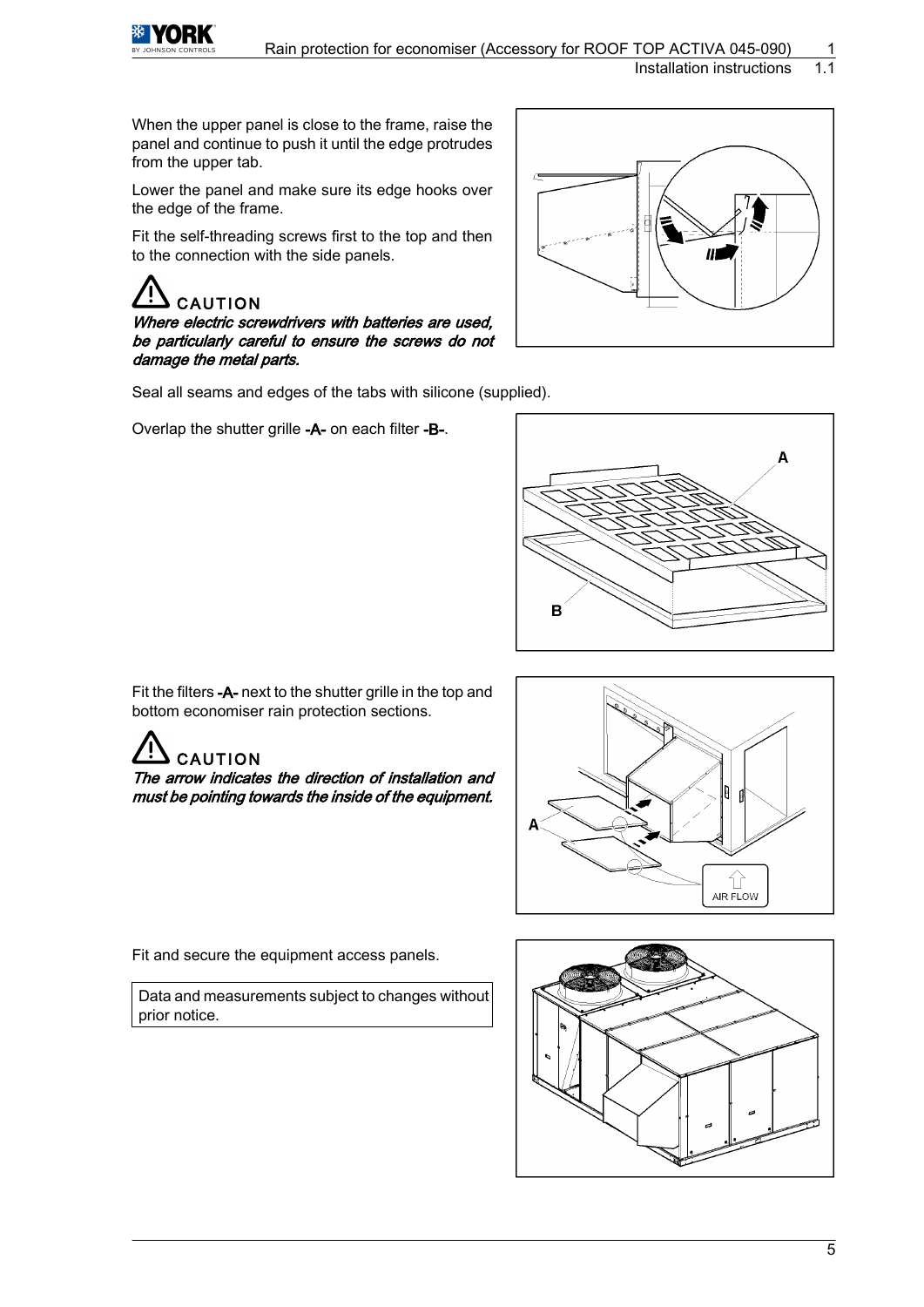When the upper panel is close to the frame, raise the panel and continue to push it until the edge protrudes from the upper tab.

Lower the panel and make sure its edge hooks over the edge of the frame.

Fit the self-threading screws first to the top and then to the connection with the side panels.

**CAUTION**

***Where electric screwdrivers with batteries are used, be particularly careful to ensure the screws do not damage the metal parts.***

Seal all seams and edges of the tabs with silicone (supplied).

Overlap the shutter grille **-A-** on each filter **-B-**.

A

B

Fit the filters **-A-** next to the shutter grille in the top and bottom economiser rain protection sections.

**CAUTION**

***The arrow indicates the direction of installation and must be pointing towards the inside of the equipment.***

A

AIR FLOW

Fit and secure the equipment access panels.

Data and measurements subject to changes without prior notice.